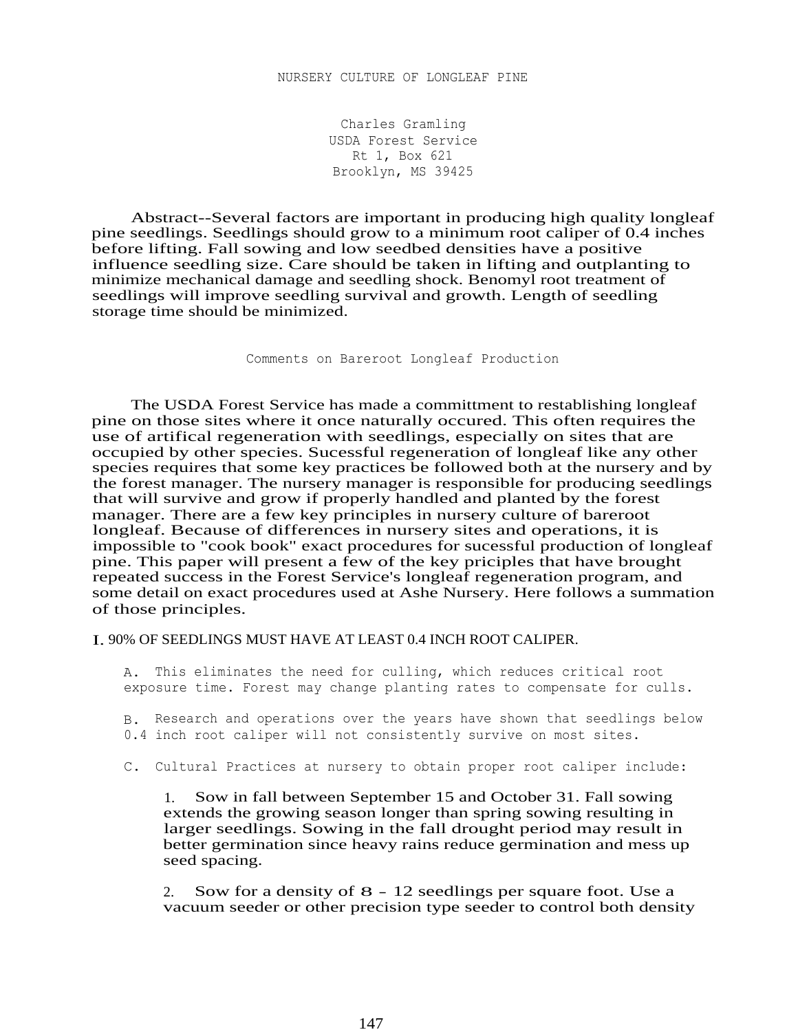# NURSERY CULTURE OF LONGLEAF PINE

Charles Gramling
USDA Forest Service
Rt 1, Box 621
Brooklyn, MS 39425

Abstract--Several factors are important in producing high quality longleaf pine seedlings. Seedlings should grow to a minimum root caliper of 0.4 inches before lifting. Fall sowing and low seedbed densities have a positive influence seedling size. Care should be taken in lifting and outplanting to minimize mechanical damage and seedling shock. Benomyl root treatment of seedlings will improve seedling survival and growth. Length of seedling storage time should be minimized.

## Comments on Bareroot Longleaf Production

The USDA Forest Service has made a committment to restablishing longleaf pine on those sites where it once naturally occured. This often requires the use of artifical regeneration with seedlings, especially on sites that are occupied by other species. Sucessful regeneration of longleaf like any other species requires that some key practices be followed both at the nursery and by the forest manager. The nursery manager is responsible for producing seedlings that will survive and grow if properly handled and planted by the forest manager. There are a few key principles in nursery culture of bareroot longleaf. Because of differences in nursery sites and operations, it is impossible to "cook book" exact procedures for sucessful production of longleaf pine. This paper will present a few of the key priciples that have brought repeated success in the Forest Service's longleaf regeneration program, and some detail on exact procedures used at Ashe Nursery. Here follows a summation of those principles.

I. 90% OF SEEDLINGS MUST HAVE AT LEAST 0.4 INCH ROOT CALIPER.

A. This eliminates the need for culling, which reduces critical root exposure time. Forest may change planting rates to compensate for culls.

B. Research and operations over the years have shown that seedlings below 0.4 inch root caliper will not consistently survive on most sites.

C. Cultural Practices at nursery to obtain proper root caliper include:

1. Sow in fall between September 15 and October 31. Fall sowing extends the growing season longer than spring sowing resulting in larger seedlings. Sowing in the fall drought period may result in better germination since heavy rains reduce germination and mess up seed spacing.

2. Sow for a density of 8 - 12 seedlings per square foot. Use a vacuum seeder or other precision type seeder to control both density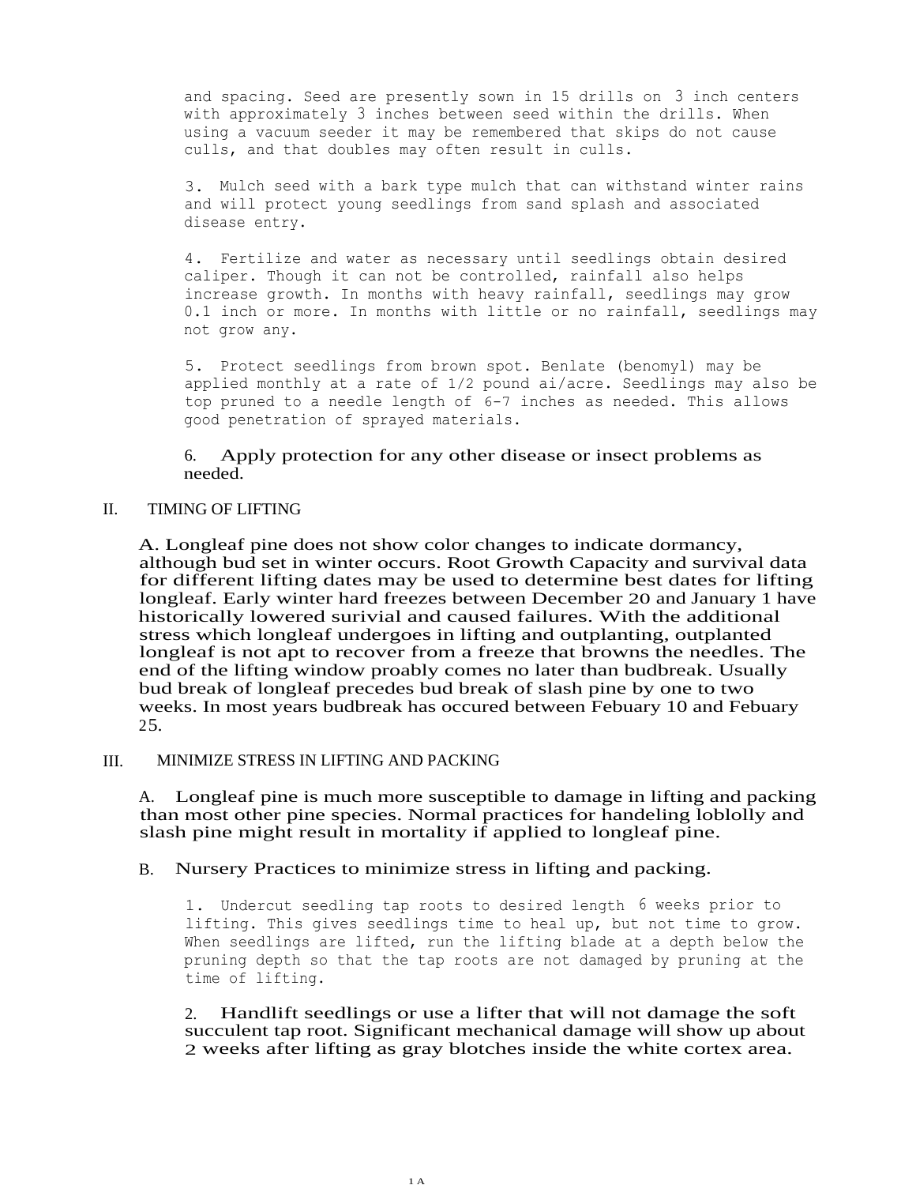and spacing. Seed are presently sown in 15 drills on 3 inch centers with approximately 3 inches between seed within the drills. When using a vacuum seeder it may be remembered that skips do not cause culls, and that doubles may often result in culls.

3. Mulch seed with a bark type mulch that can withstand winter rains and will protect young seedlings from sand splash and associated disease entry.

4. Fertilize and water as necessary until seedlings obtain desired caliper. Though it can not be controlled, rainfall also helps increase growth. In months with heavy rainfall, seedlings may grow 0.1 inch or more. In months with little or no rainfall, seedlings may not grow any.

5. Protect seedlings from brown spot. Benlate (benomyl) may be applied monthly at a rate of 1/2 pound ai/acre. Seedlings may also be top pruned to a needle length of 6-7 inches as needed. This allows good penetration of sprayed materials.

6. Apply protection for any other disease or insect problems as needed.

## II. TIMING OF LIFTING

A. Longleaf pine does not show color changes to indicate dormancy, although bud set in winter occurs. Root Growth Capacity and survival data for different lifting dates may be used to determine best dates for lifting longleaf. Early winter hard freezes between December 20 and January 1 have historically lowered surivial and caused failures. With the additional stress which longleaf undergoes in lifting and outplanting, outplanted longleaf is not apt to recover from a freeze that browns the needles. The end of the lifting window proably comes no later than budbreak. Usually bud break of longleaf precedes bud break of slash pine by one to two weeks. In most years budbreak has occured between Febuary 10 and Febuary 25.

## III. MINIMIZE STRESS IN LIFTING AND PACKING

A. Longleaf pine is much more susceptible to damage in lifting and packing than most other pine species. Normal practices for handeling loblolly and slash pine might result in mortality if applied to longleaf pine.

B. Nursery Practices to minimize stress in lifting and packing.

1. Undercut seedling tap roots to desired length 6 weeks prior to lifting. This gives seedlings time to heal up, but not time to grow. When seedlings are lifted, run the lifting blade at a depth below the pruning depth so that the tap roots are not damaged by pruning at the time of lifting.

2. Handlift seedlings or use a lifter that will not damage the soft succulent tap root. Significant mechanical damage will show up about 2 weeks after lifting as gray blotches inside the white cortex area.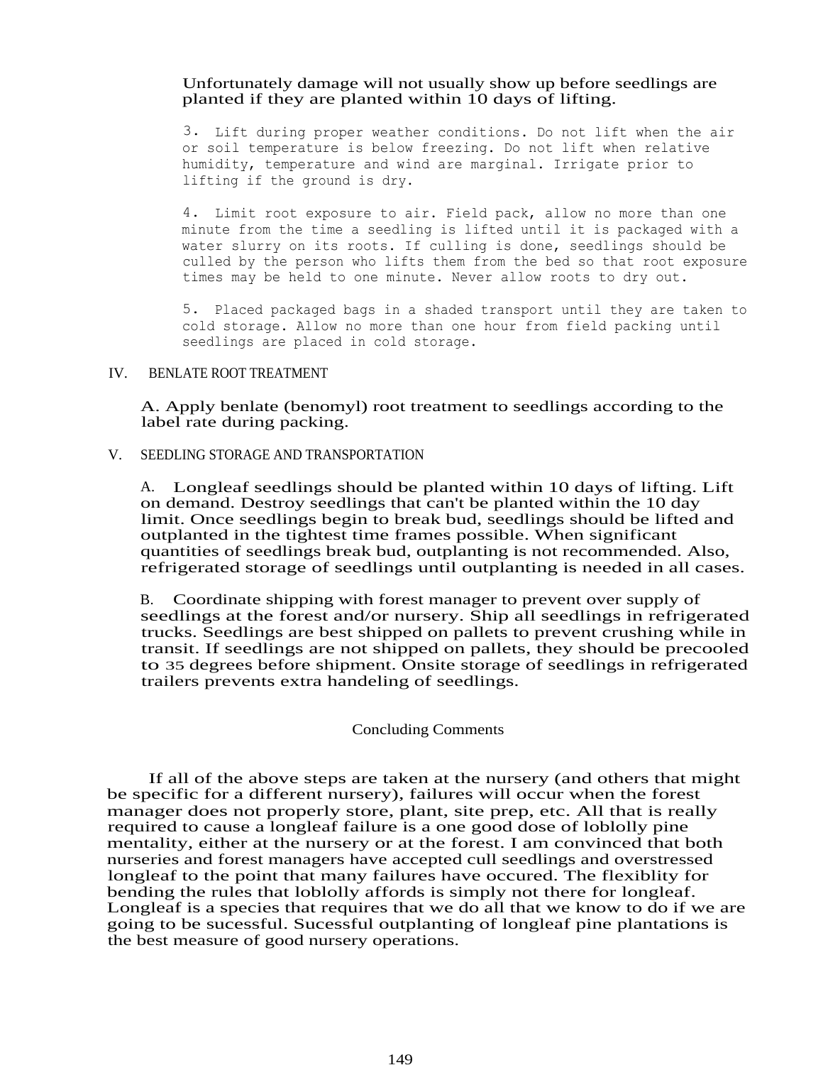Unfortunately damage will not usually show up before seedlings are planted if they are planted within 10 days of lifting.

3. Lift during proper weather conditions. Do not lift when the air or soil temperature is below freezing. Do not lift when relative humidity, temperature and wind are marginal. Irrigate prior to lifting if the ground is dry.

4. Limit root exposure to air. Field pack, allow no more than one minute from the time a seedling is lifted until it is packaged with a water slurry on its roots. If culling is done, seedlings should be culled by the person who lifts them from the bed so that root exposure times may be held to one minute. Never allow roots to dry out.

5. Placed packaged bags in a shaded transport until they are taken to cold storage. Allow no more than one hour from field packing until seedlings are placed in cold storage.

## IV. BENLATE ROOT TREATMENT

A. Apply benlate (benomyl) root treatment to seedlings according to the label rate during packing.

## V. SEEDLING STORAGE AND TRANSPORTATION

A. Longleaf seedlings should be planted within 10 days of lifting. Lift on demand. Destroy seedlings that can't be planted within the 10 day limit. Once seedlings begin to break bud, seedlings should be lifted and outplanted in the tightest time frames possible. When significant quantities of seedlings break bud, outplanting is not recommended. Also, refrigerated storage of seedlings until outplanting is needed in all cases.

B. Coordinate shipping with forest manager to prevent over supply of seedlings at the forest and/or nursery. Ship all seedlings in refrigerated trucks. Seedlings are best shipped on pallets to prevent crushing while in transit. If seedlings are not shipped on pallets, they should be precooled to 35 degrees before shipment. Onsite storage of seedlings in refrigerated trailers prevents extra handeling of seedlings.

## Concluding Comments

If all of the above steps are taken at the nursery (and others that might be specific for a different nursery), failures will occur when the forest manager does not properly store, plant, site prep, etc. All that is really required to cause a longleaf failure is a one good dose of loblolly pine mentality, either at the nursery or at the forest. I am convinced that both nurseries and forest managers have accepted cull seedlings and overstressed longleaf to the point that many failures have occured. The flexiblity for bending the rules that loblolly affords is simply not there for longleaf. Longleaf is a species that requires that we do all that we know to do if we are going to be sucessful. Sucessful outplanting of longleaf pine plantations is the best measure of good nursery operations.